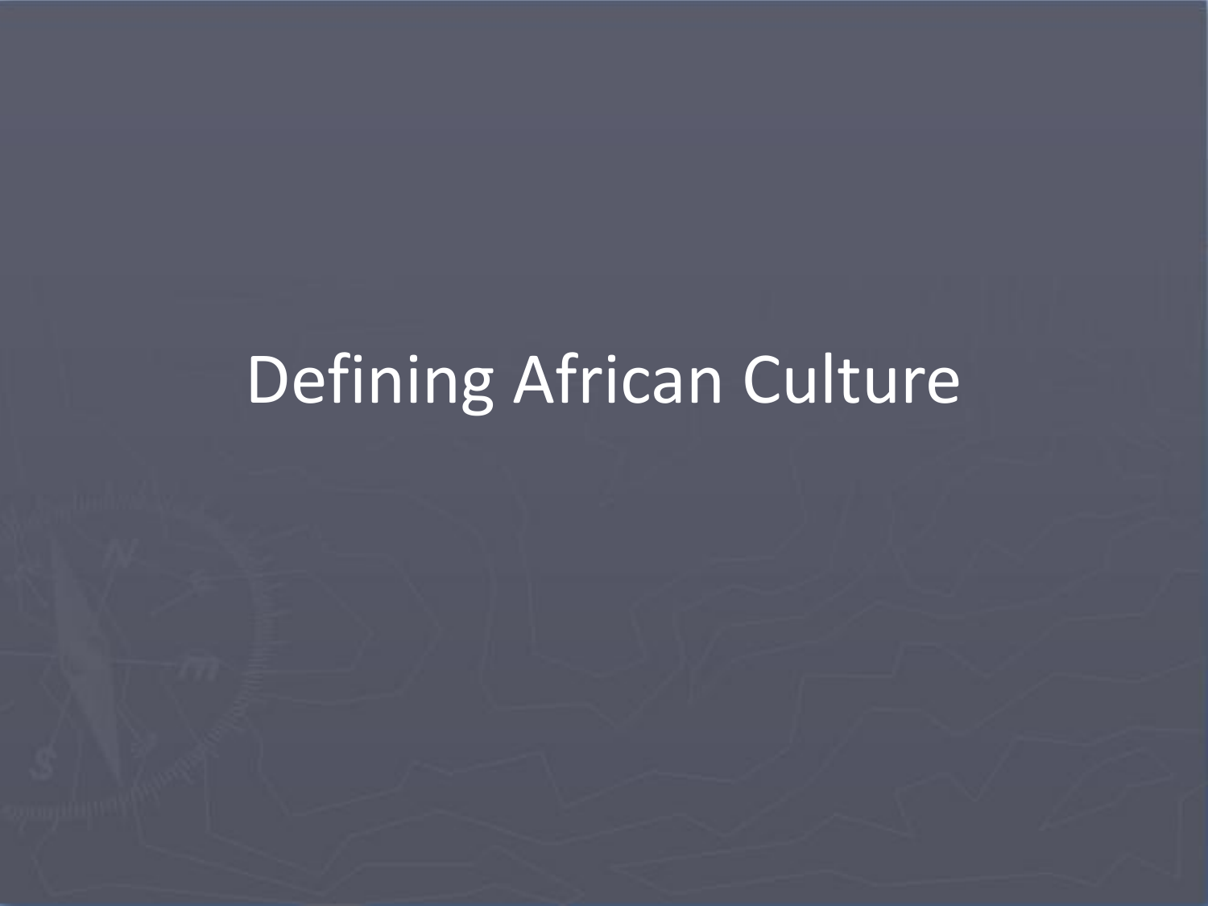# Defining African Culture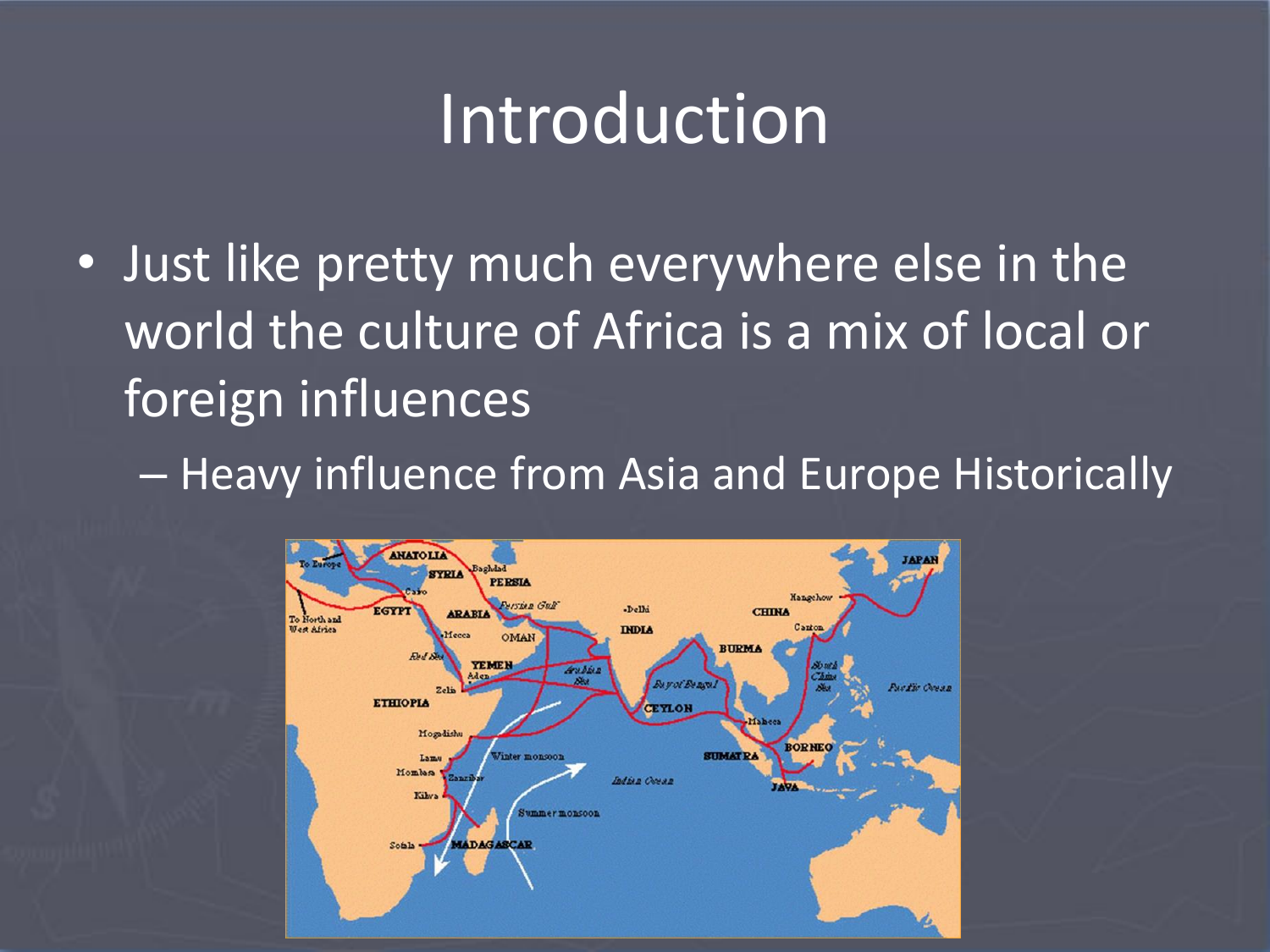# Introduction

- Just like pretty much everywhere else in the world the culture of Africa is a mix of local or foreign influences
  - Heavy influence from Asia and Europe Historically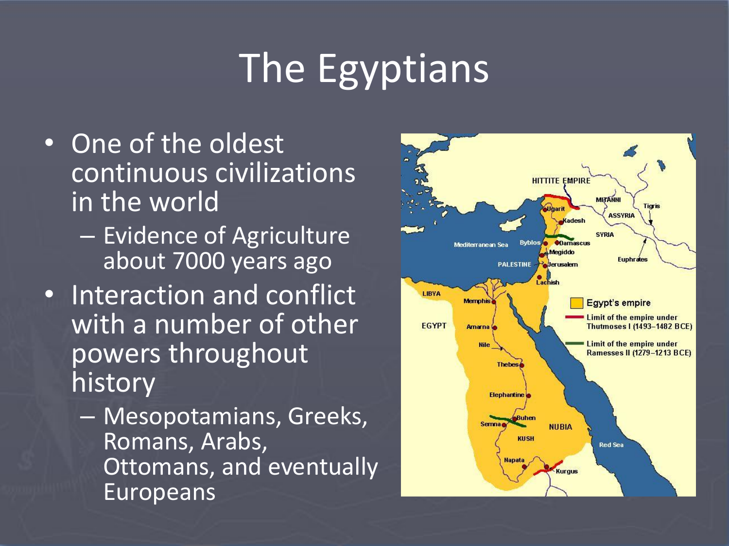# The Egyptians

- One of the oldest continuous civilizations in the world
  - Evidence of Agriculture about 7000 years ago
- Interaction and conflict with a number of other powers throughout history
  - Mesopotamians, Greeks, Romans, Arabs, Ottomans, and eventually Europeans

HITTITE EMPIRE
MITANNI
Tigris
ASSYRIA
Ugarit
Kadesh
SYRIA
Mediterranean Sea
Byblos
Damascus
Megiddo
Euphrates
PALESTINE
Jerusalem
Lachish
LIBYA
Memphis
EGYPT
Amarna
Nile
Thebes
Elephantine
Buhen
Semna
NUBIA
KUSH
Red Sea
Napata
Kurgus

Egypt's empire
Limit of the empire under Thutmoses I (1493–1482 BCE)
Limit of the empire under Ramesses II (1279–1213 BCE)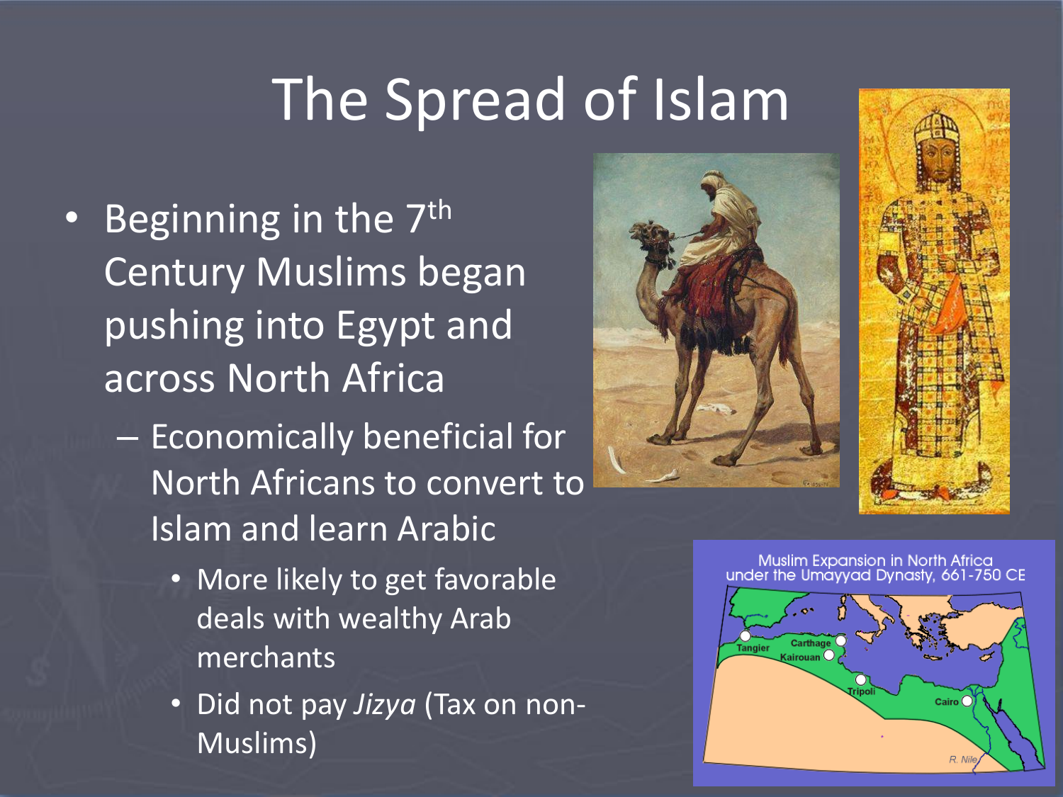# The Spread of Islam

- Beginning in the 7th Century Muslims began pushing into Egypt and across North Africa
  - Economically beneficial for North Africans to convert to Islam and learn Arabic
    - More likely to get favorable deals with wealthy Arab merchants
    - Did not pay *Jizya* (Tax on non-Muslims)

Muslim Expansion in North Africa under the Umayyad Dynasty, 661-750 CE

Tangier

Carthage

Kairouan

Tripoli

Cairo

R. Nile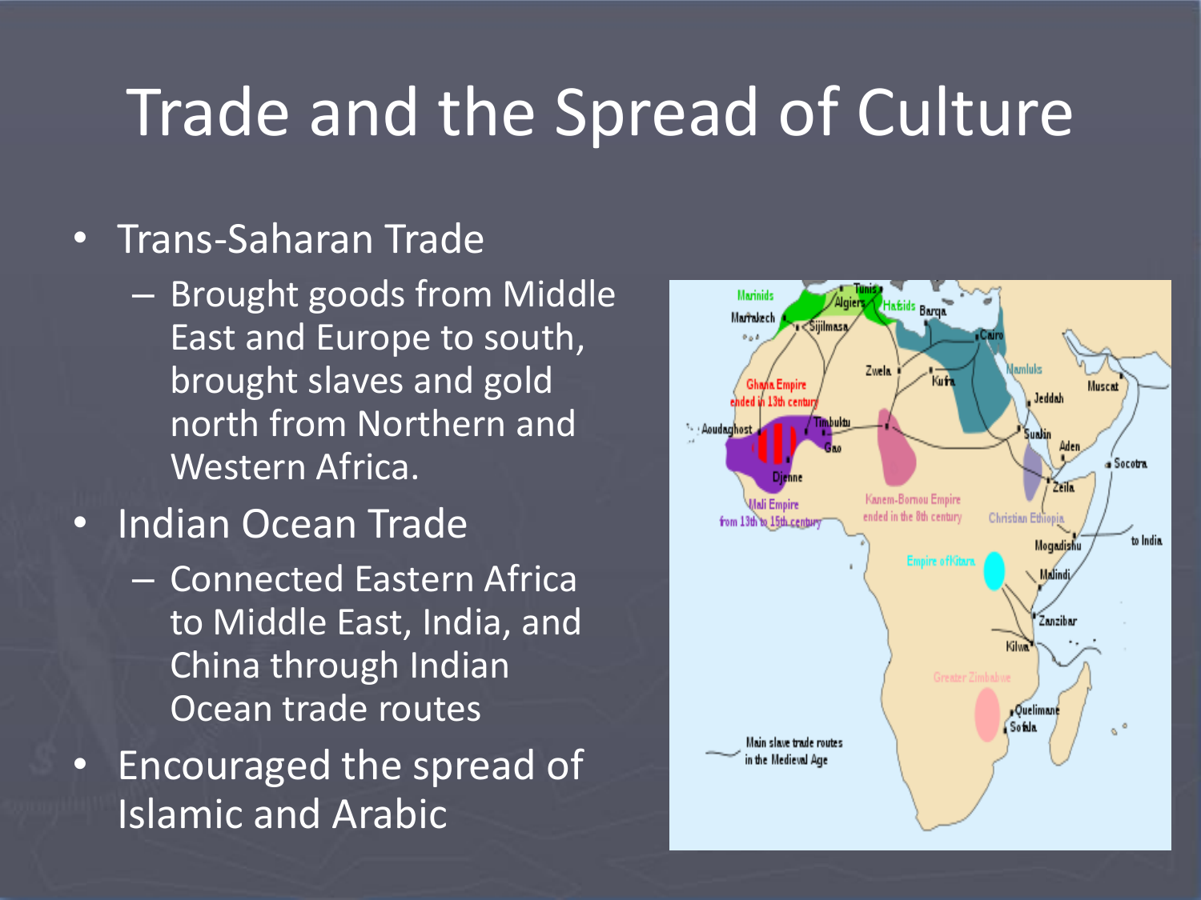# Trade and the Spread of Culture

- Trans-Saharan Trade
  - Brought goods from Middle East and Europe to south, brought slaves and gold north from Northern and Western Africa.
- Indian Ocean Trade
  - Connected Eastern Africa to Middle East, India, and China through Indian Ocean trade routes
- Encouraged the spread of Islamic and Arabic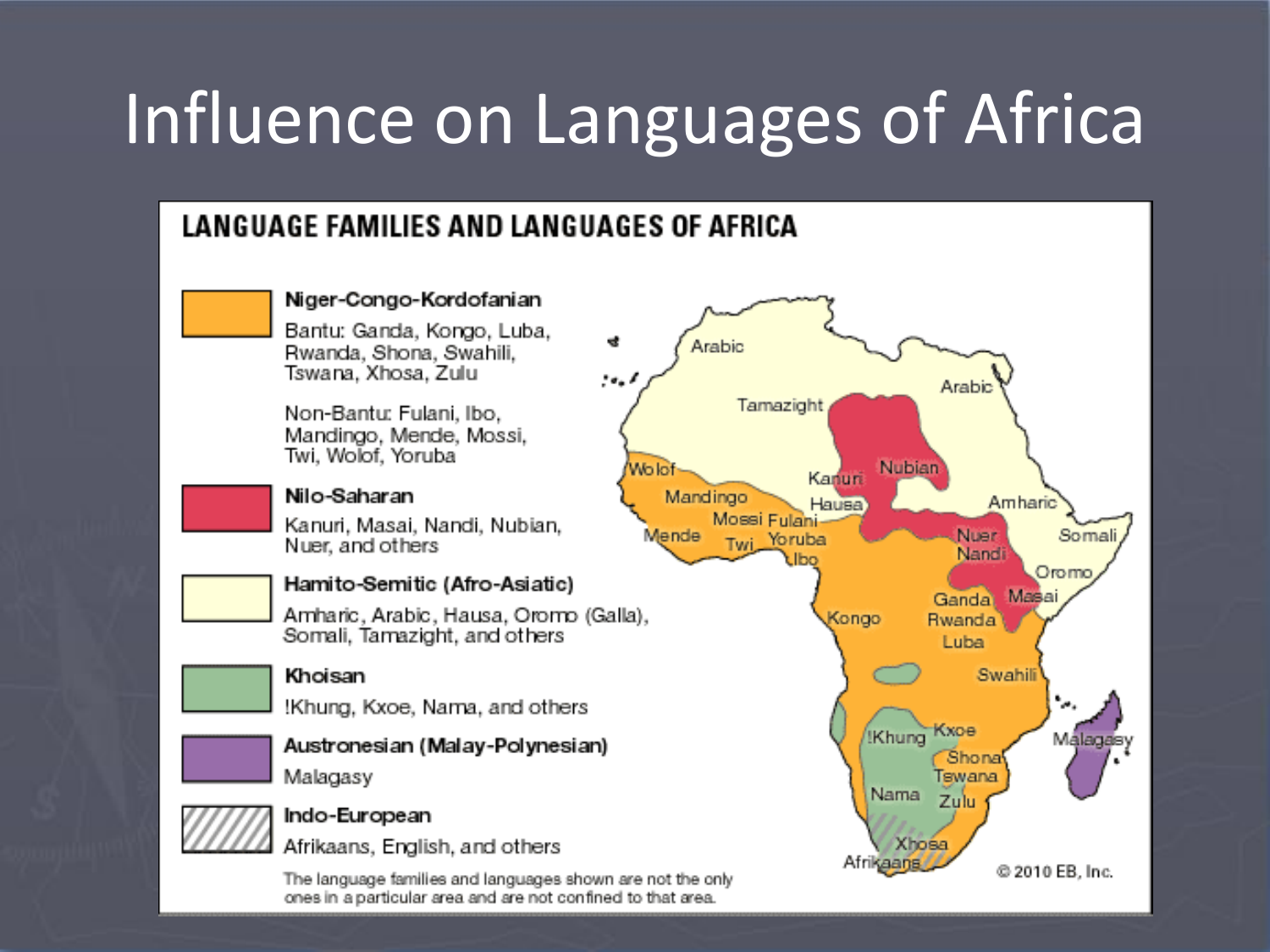# Influence on Languages of Africa

LANGUAGE FAMILIES AND LANGUAGES OF AFRICA

**Niger-Congo-Kordofanian**

Bantu: Ganda, Kongo, Luba, Rwanda, Shona, Swahili, Tswana, Xhosa, Zulu

Non-Bantu: Fulani, Ibo, Mandingo, Mende, Mossi, Twi, Wolof, Yoruba

**Nilo-Saharan**

Kanuri, Masai, Nandi, Nubian, Nuer, and others

**Hamito-Semitic (Afro-Asiatic)**

Amharic, Arabic, Hausa, Oromo (Galla), Somali, Tamazight, and others

**Khoisan**

!Khung, Kxoe, Nama, and others

**Austronesian (Malay-Polynesian)**

Malagasy

**Indo-European**

Afrikaans, English, and others

The language families and languages shown are not the only ones in a particular area and are not confined to that area.

Arabic
Tamazight
Arabic
Wolof
Kanuri
Nubian
Mandingo
Hausa
Amharic
Mossi
Fulani
Mende
Twi
Yoruba
Nuer
Somali
Ibo
Nandi
Oromo
Ganda
Masai
Kongo
Rwanda
Luba
Swahili
!Khung
Kxoe
Malagasy
Shona
Tswana
Nama
Zulu
Xhosa
Afrikaans

© 2010 EB, Inc.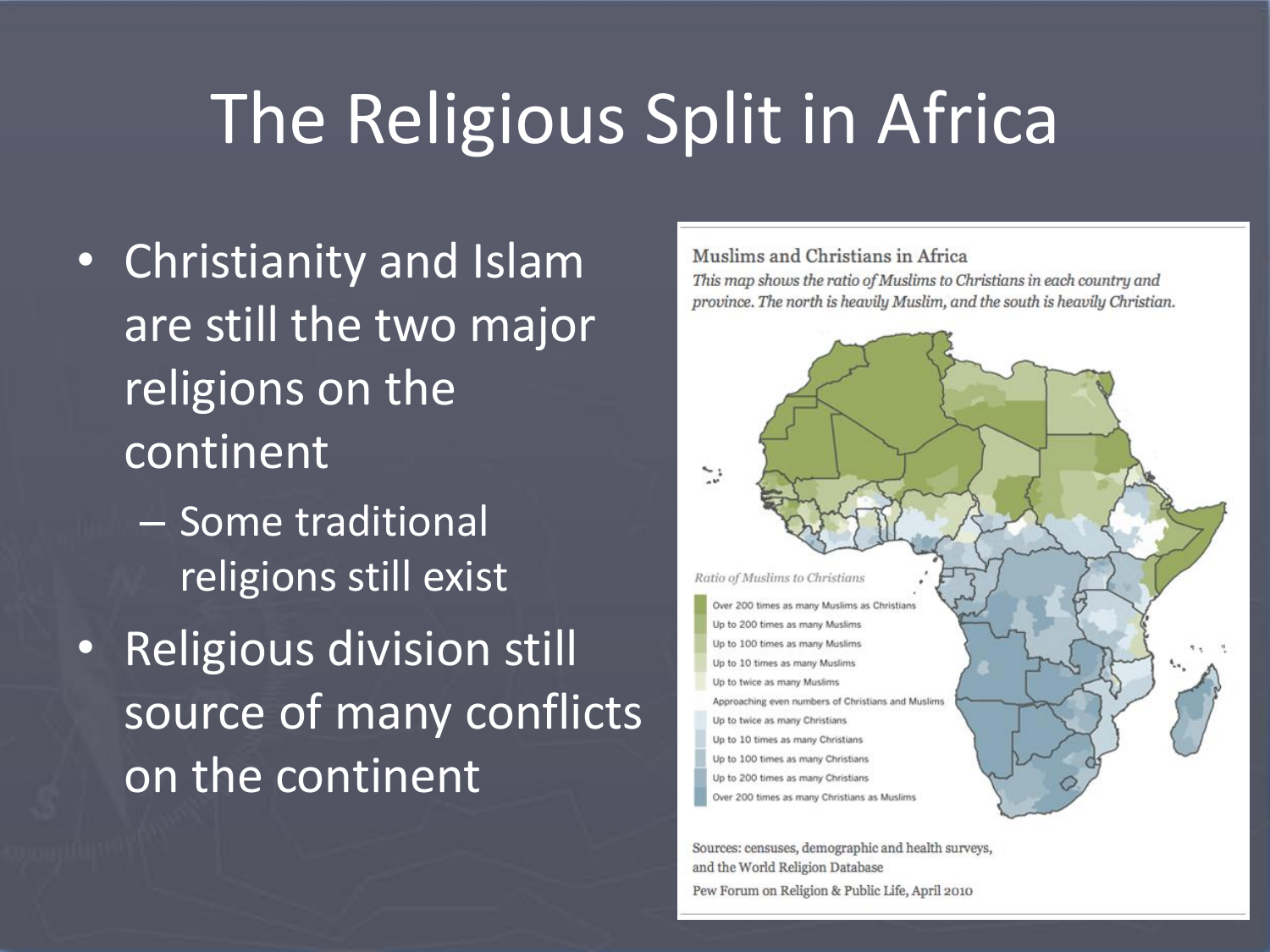# The Religious Split in Africa

- Christianity and Islam are still the two major religions on the continent
  - Some traditional religions still exist
- Religious division still source of many conflicts on the continent

Muslims and Christians in Africa

*This map shows the ratio of Muslims to Christians in each country and province. The north is heavily Muslim, and the south is heavily Christian.*

*Ratio of Muslims to Christians*

Over 200 times as many Muslims as Christians
Up to 200 times as many Muslims
Up to 100 times as many Muslims
Up to 10 times as many Muslims
Up to twice as many Muslims
Approaching even numbers of Christians and Muslims
Up to twice as many Christians
Up to 10 times as many Christians
Up to 100 times as many Christians
Up to 200 times as many Christians
Over 200 times as many Christians as Muslims

Sources: censuses, demographic and health surveys, and the World Religion Database

Pew Forum on Religion & Public Life, April 2010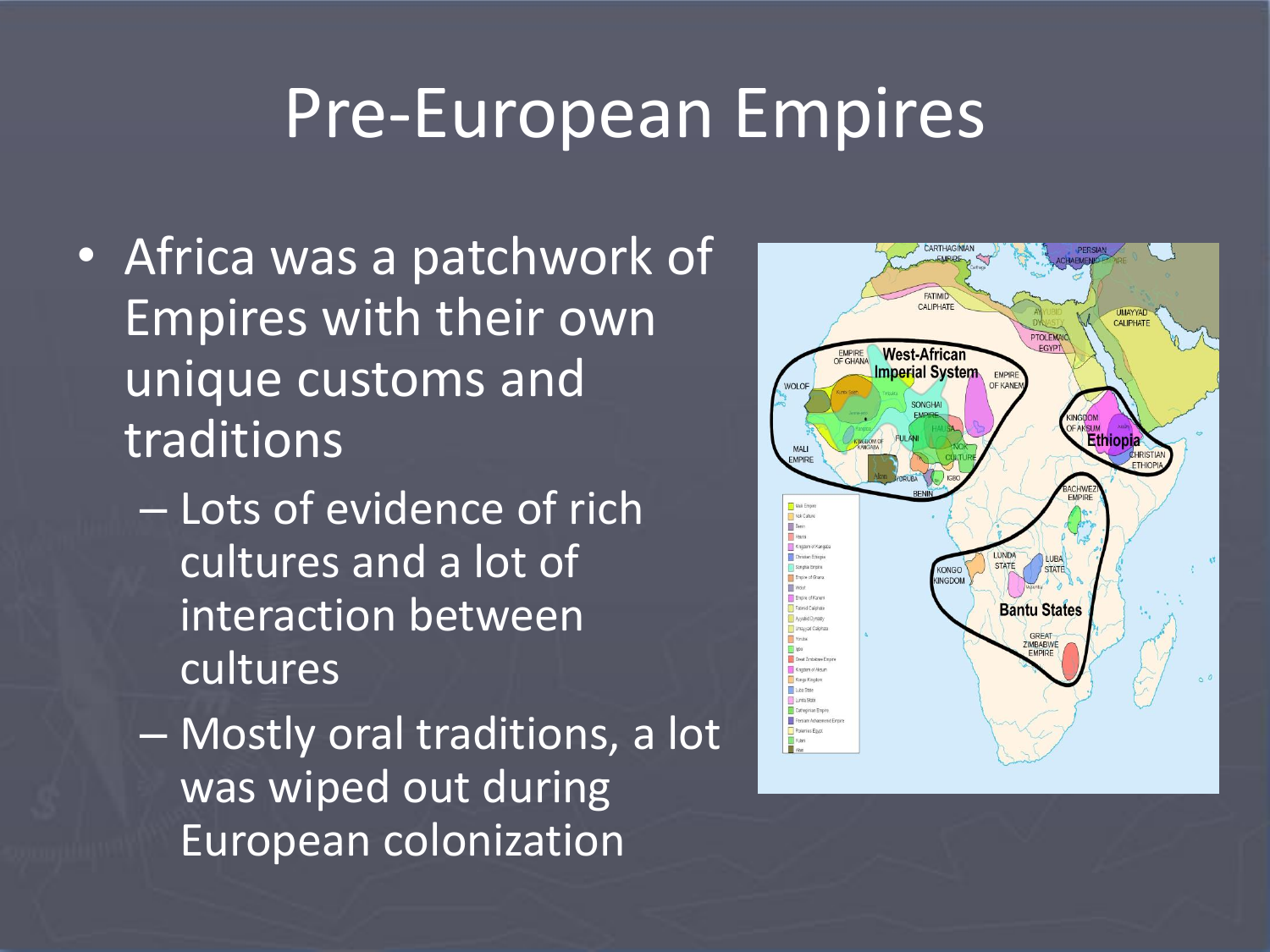# Pre-European Empires

- Africa was a patchwork of Empires with their own unique customs and traditions
  - Lots of evidence of rich cultures and a lot of interaction between cultures
  - Mostly oral traditions, a lot was wiped out during European colonization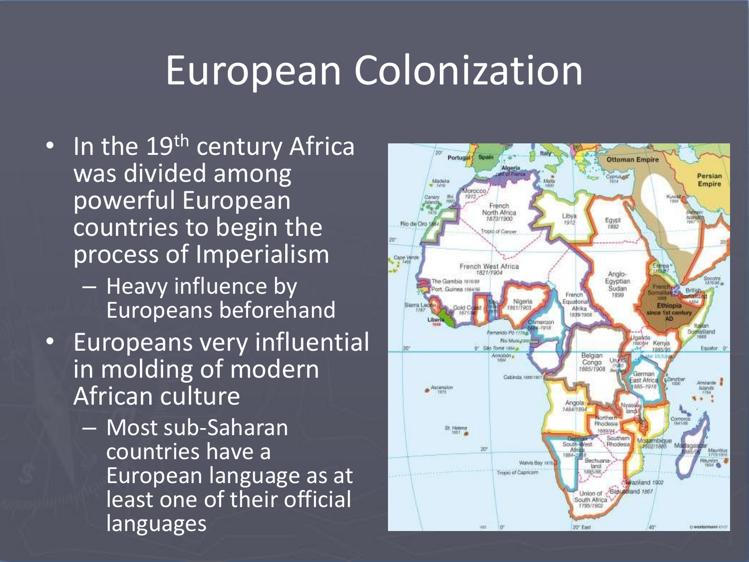# European Colonization

- In the 19[th] century Africa was divided among powerful European countries to begin the process of Imperialism
  - Heavy influence by Europeans beforehand
- Europeans very influential in molding of modern African culture
  - Most sub-Saharan countries have a European language as at least one of their official languages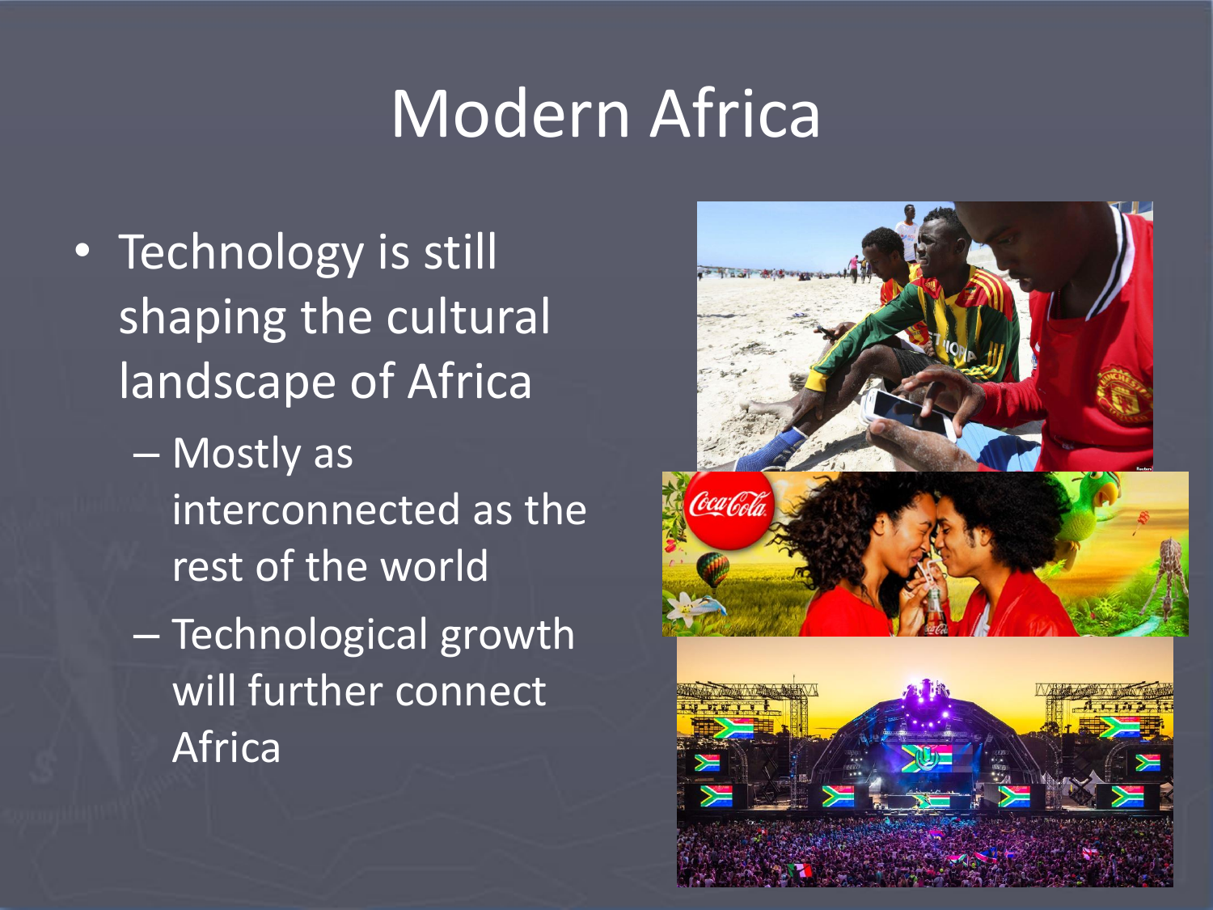# Modern Africa

- Technology is still shaping the cultural landscape of Africa
  - Mostly as interconnected as the rest of the world
  - Technological growth will further connect Africa